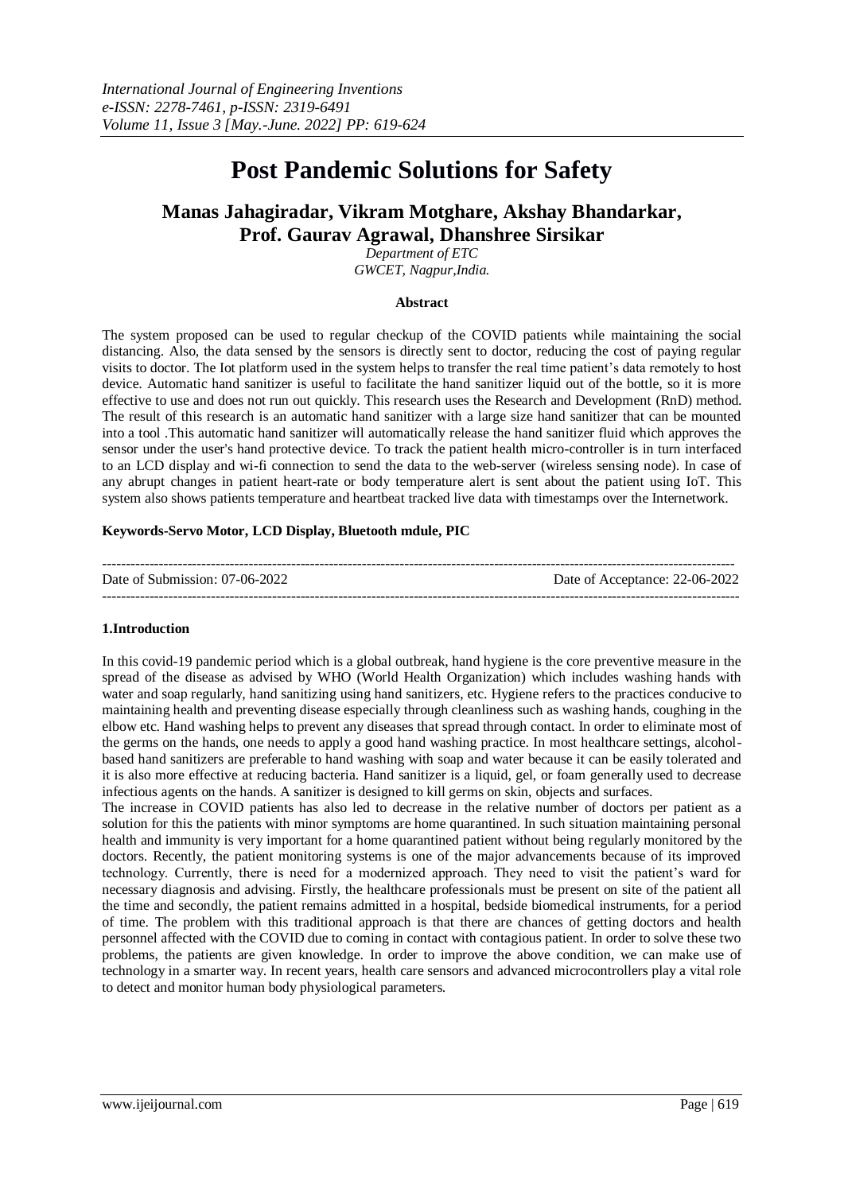# Post Pandemic Solutions for Safety

## Manas Jahagiradar, Vikram Motghare, Akshay Bhandarkar, Prof. Gaurav Agrawal, Dhanshree Sirsikar

*Department of ETC*
*GWCET, Nagpur,India.*

### Abstract

The system proposed can be used to regular checkup of the COVID patients while maintaining the social distancing. Also, the data sensed by the sensors is directly sent to doctor, reducing the cost of paying regular visits to doctor. The Iot platform used in the system helps to transfer the real time patient's data remotely to host device. Automatic hand sanitizer is useful to facilitate the hand sanitizer liquid out of the bottle, so it is more effective to use and does not run out quickly. This research uses the Research and Development (RnD) method. The result of this research is an automatic hand sanitizer with a large size hand sanitizer that can be mounted into a tool .This automatic hand sanitizer will automatically release the hand sanitizer fluid which approves the sensor under the user's hand protective device. To track the patient health micro-controller is in turn interfaced to an LCD display and wi-fi connection to send the data to the web-server (wireless sensing node). In case of any abrupt changes in patient heart-rate or body temperature alert is sent about the patient using IoT. This system also shows patients temperature and heartbeat tracked live data with timestamps over the Internetwork.

**Keywords-Servo Motor, LCD Display, Bluetooth mdule, PIC**

---

Date of Submission: 07-06-2022 Date of Acceptance: 22-06-2022

---

### 1.Introduction

In this covid-19 pandemic period which is a global outbreak, hand hygiene is the core preventive measure in the spread of the disease as advised by WHO (World Health Organization) which includes washing hands with water and soap regularly, hand sanitizing using hand sanitizers, etc. Hygiene refers to the practices conducive to maintaining health and preventing disease especially through cleanliness such as washing hands, coughing in the elbow etc. Hand washing helps to prevent any diseases that spread through contact. In order to eliminate most of the germs on the hands, one needs to apply a good hand washing practice. In most healthcare settings, alcohol-based hand sanitizers are preferable to hand washing with soap and water because it can be easily tolerated and it is also more effective at reducing bacteria. Hand sanitizer is a liquid, gel, or foam generally used to decrease infectious agents on the hands. A sanitizer is designed to kill germs on skin, objects and surfaces.

The increase in COVID patients has also led to decrease in the relative number of doctors per patient as a solution for this the patients with minor symptoms are home quarantined. In such situation maintaining personal health and immunity is very important for a home quarantined patient without being regularly monitored by the doctors. Recently, the patient monitoring systems is one of the major advancements because of its improved technology. Currently, there is need for a modernized approach. They need to visit the patient's ward for necessary diagnosis and advising. Firstly, the healthcare professionals must be present on site of the patient all the time and secondly, the patient remains admitted in a hospital, bedside biomedical instruments, for a period of time. The problem with this traditional approach is that there are chances of getting doctors and health personnel affected with the COVID due to coming in contact with contagious patient. In order to solve these two problems, the patients are given knowledge. In order to improve the above condition, we can make use of technology in a smarter way. In recent years, health care sensors and advanced microcontrollers play a vital role to detect and monitor human body physiological parameters.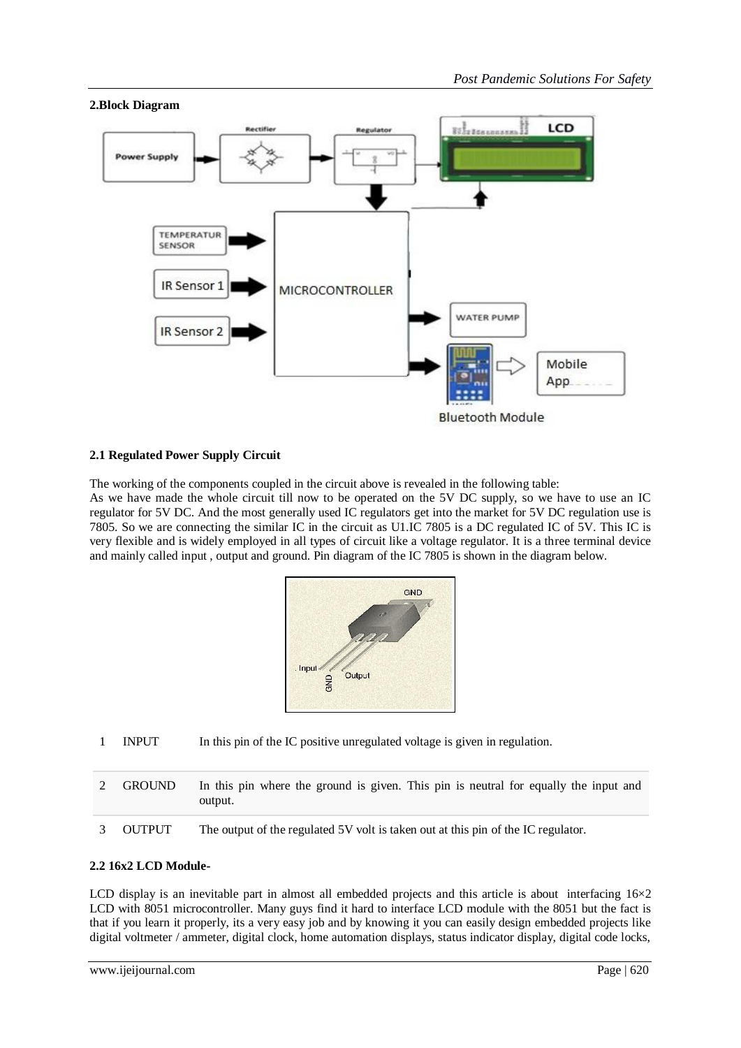## 2.Block Diagram

### 2.1 Regulated Power Supply Circuit

The working of the components coupled in the circuit above is revealed in the following table:
As we have made the whole circuit till now to be operated on the 5V DC supply, so we have to use an IC regulator for 5V DC. And the most generally used IC regulators get into the market for 5V DC regulation use is 7805. So we are connecting the similar IC in the circuit as U1.IC 7805 is a DC regulated IC of 5V. This IC is very flexible and is widely employed in all types of circuit like a voltage regulator. It is a three terminal device and mainly called input , output and ground. Pin diagram of the IC 7805 is shown in the diagram below.

| | | |
|---|---|---|
| 1 | INPUT | In this pin of the IC positive unregulated voltage is given in regulation. |
| 2 | GROUND | In this pin where the ground is given. This pin is neutral for equally the input and output. |
| 3 | OUTPUT | The output of the regulated 5V volt is taken out at this pin of the IC regulator. |

### 2.2 16x2 LCD Module-

LCD display is an inevitable part in almost all embedded projects and this article is about interfacing 16×2 LCD with 8051 microcontroller. Many guys find it hard to interface LCD module with the 8051 but the fact is that if you learn it properly, its a very easy job and by knowing it you can easily design embedded projects like digital voltmeter / ammeter, digital clock, home automation displays, status indicator display, digital code locks,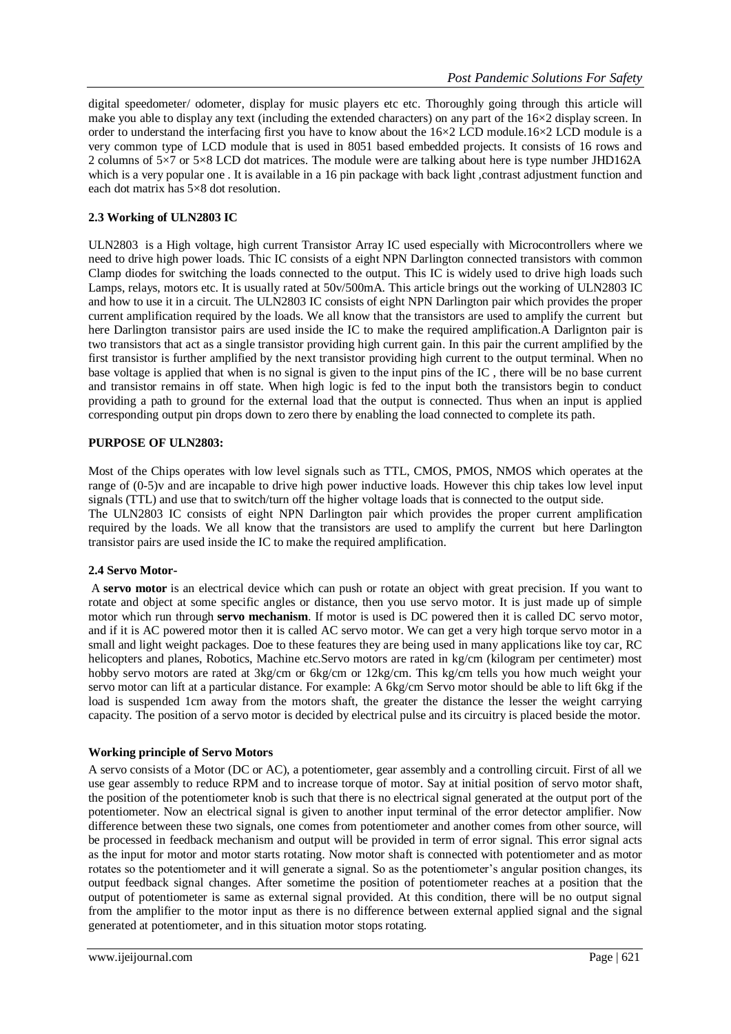digital speedometer/ odometer, display for music players etc etc. Thoroughly going through this article will make you able to display any text (including the extended characters) on any part of the 16×2 display screen. In order to understand the interfacing first you have to know about the 16×2 LCD module.16×2 LCD module is a very common type of LCD module that is used in 8051 based embedded projects. It consists of 16 rows and 2 columns of 5×7 or 5×8 LCD dot matrices. The module were are talking about here is type number JHD162A which is a very popular one . It is available in a 16 pin package with back light ,contrast adjustment function and each dot matrix has 5×8 dot resolution.

### 2.3 Working of ULN2803 IC

ULN2803 is a High voltage, high current Transistor Array IC used especially with Microcontrollers where we need to drive high power loads. Thic IC consists of a eight NPN Darlington connected transistors with common Clamp diodes for switching the loads connected to the output. This IC is widely used to drive high loads such Lamps, relays, motors etc. It is usually rated at 50v/500mA. This article brings out the working of ULN2803 IC and how to use it in a circuit. The ULN2803 IC consists of eight NPN Darlington pair which provides the proper current amplification required by the loads. We all know that the transistors are used to amplify the current but here Darlington transistor pairs are used inside the IC to make the required amplification.A Darlignton pair is two transistors that act as a single transistor providing high current gain. In this pair the current amplified by the first transistor is further amplified by the next transistor providing high current to the output terminal. When no base voltage is applied that when is no signal is given to the input pins of the IC , there will be no base current and transistor remains in off state. When high logic is fed to the input both the transistors begin to conduct providing a path to ground for the external load that the output is connected. Thus when an input is applied corresponding output pin drops down to zero there by enabling the load connected to complete its path.

**PURPOSE OF ULN2803:**

Most of the Chips operates with low level signals such as TTL, CMOS, PMOS, NMOS which operates at the range of (0-5)v and are incapable to drive high power inductive loads. However this chip takes low level input signals (TTL) and use that to switch/turn off the higher voltage loads that is connected to the output side.
The ULN2803 IC consists of eight NPN Darlington pair which provides the proper current amplification required by the loads. We all know that the transistors are used to amplify the current but here Darlington transistor pairs are used inside the IC to make the required amplification.

### 2.4 Servo Motor-

A **servo motor** is an electrical device which can push or rotate an object with great precision. If you want to rotate and object at some specific angles or distance, then you use servo motor. It is just made up of simple motor which run through **servo mechanism**. If motor is used is DC powered then it is called DC servo motor, and if it is AC powered motor then it is called AC servo motor. We can get a very high torque servo motor in a small and light weight packages. Doe to these features they are being used in many applications like toy car, RC helicopters and planes, Robotics, Machine etc.Servo motors are rated in kg/cm (kilogram per centimeter) most hobby servo motors are rated at 3kg/cm or 6kg/cm or 12kg/cm. This kg/cm tells you how much weight your servo motor can lift at a particular distance. For example: A 6kg/cm Servo motor should be able to lift 6kg if the load is suspended 1cm away from the motors shaft, the greater the distance the lesser the weight carrying capacity. The position of a servo motor is decided by electrical pulse and its circuitry is placed beside the motor.

**Working principle of Servo Motors**

A servo consists of a Motor (DC or AC), a potentiometer, gear assembly and a controlling circuit. First of all we use gear assembly to reduce RPM and to increase torque of motor. Say at initial position of servo motor shaft, the position of the potentiometer knob is such that there is no electrical signal generated at the output port of the potentiometer. Now an electrical signal is given to another input terminal of the error detector amplifier. Now difference between these two signals, one comes from potentiometer and another comes from other source, will be processed in feedback mechanism and output will be provided in term of error signal. This error signal acts as the input for motor and motor starts rotating. Now motor shaft is connected with potentiometer and as motor rotates so the potentiometer and it will generate a signal. So as the potentiometer's angular position changes, its output feedback signal changes. After sometime the position of potentiometer reaches at a position that the output of potentiometer is same as external signal provided. At this condition, there will be no output signal from the amplifier to the motor input as there is no difference between external applied signal and the signal generated at potentiometer, and in this situation motor stops rotating.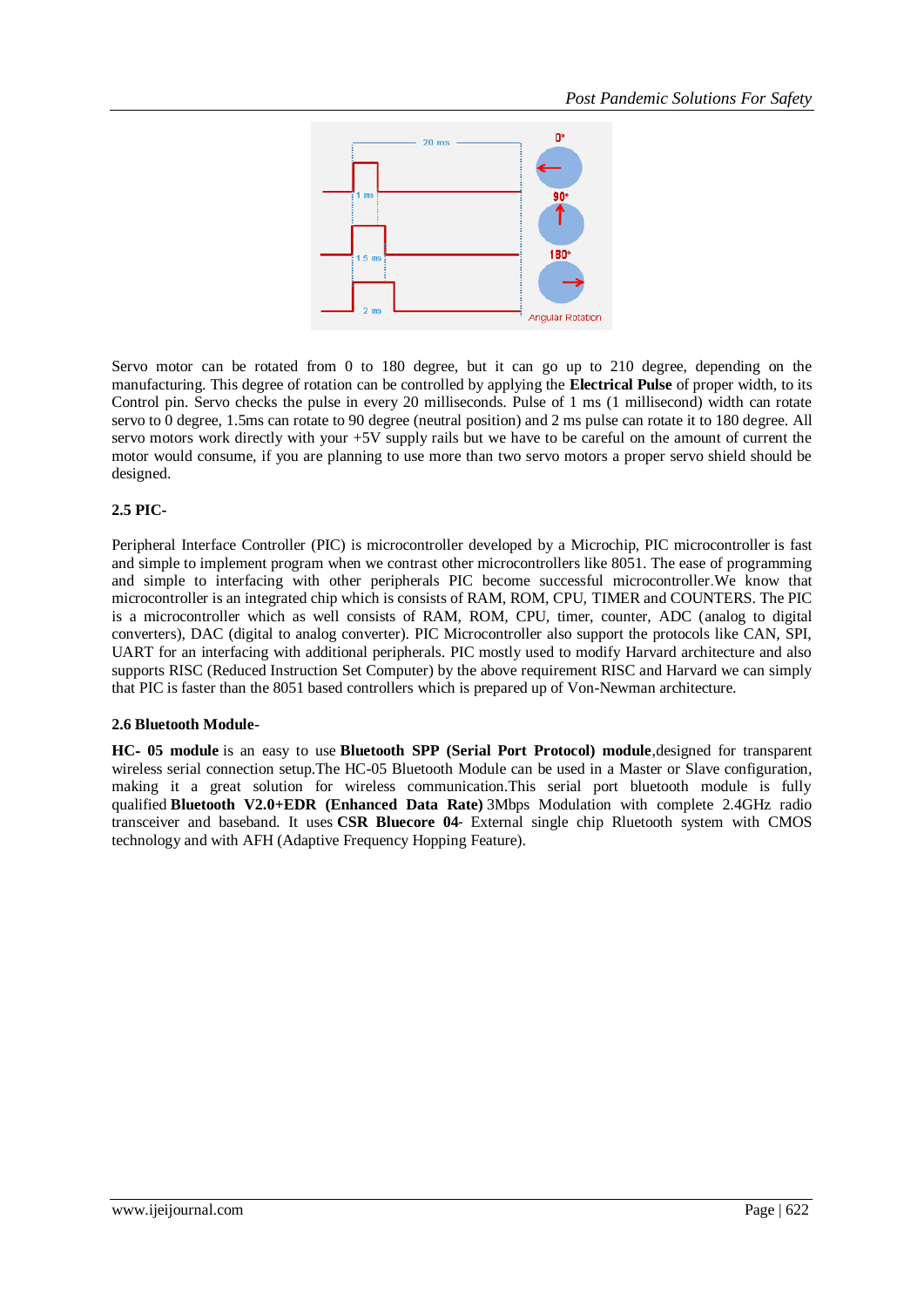Servo motor can be rotated from 0 to 180 degree, but it can go up to 210 degree, depending on the manufacturing. This degree of rotation can be controlled by applying the **Electrical Pulse** of proper width, to its Control pin. Servo checks the pulse in every 20 milliseconds. Pulse of 1 ms (1 millisecond) width can rotate servo to 0 degree, 1.5ms can rotate to 90 degree (neutral position) and 2 ms pulse can rotate it to 180 degree. All servo motors work directly with your +5V supply rails but we have to be careful on the amount of current the motor would consume, if you are planning to use more than two servo motors a proper servo shield should be designed.

### 2.5 PIC-

Peripheral Interface Controller (PIC) is microcontroller developed by a Microchip, PIC microcontroller is fast and simple to implement program when we contrast other microcontrollers like 8051. The ease of programming and simple to interfacing with other peripherals PIC become successful microcontroller.We know that microcontroller is an integrated chip which is consists of RAM, ROM, CPU, TIMER and COUNTERS. The PIC is a microcontroller which as well consists of RAM, ROM, CPU, timer, counter, ADC (analog to digital converters), DAC (digital to analog converter). PIC Microcontroller also support the protocols like CAN, SPI, UART for an interfacing with additional peripherals. PIC mostly used to modify Harvard architecture and also supports RISC (Reduced Instruction Set Computer) by the above requirement RISC and Harvard we can simply that PIC is faster than the 8051 based controllers which is prepared up of Von-Newman architecture.

### 2.6 Bluetooth Module-

**HC- 05 module** is an easy to use **Bluetooth SPP (Serial Port Protocol) module**,designed for transparent wireless serial connection setup.The HC-05 Bluetooth Module can be used in a Master or Slave configuration, making it a great solution for wireless communication.This serial port bluetooth module is fully qualified **Bluetooth V2.0+EDR (Enhanced Data Rate)** 3Mbps Modulation with complete 2.4GHz radio transceiver and baseband. It uses **CSR Bluecore 04**- External single chip Bluetooth system with CMOS technology and with AFH (Adaptive Frequency Hopping Feature).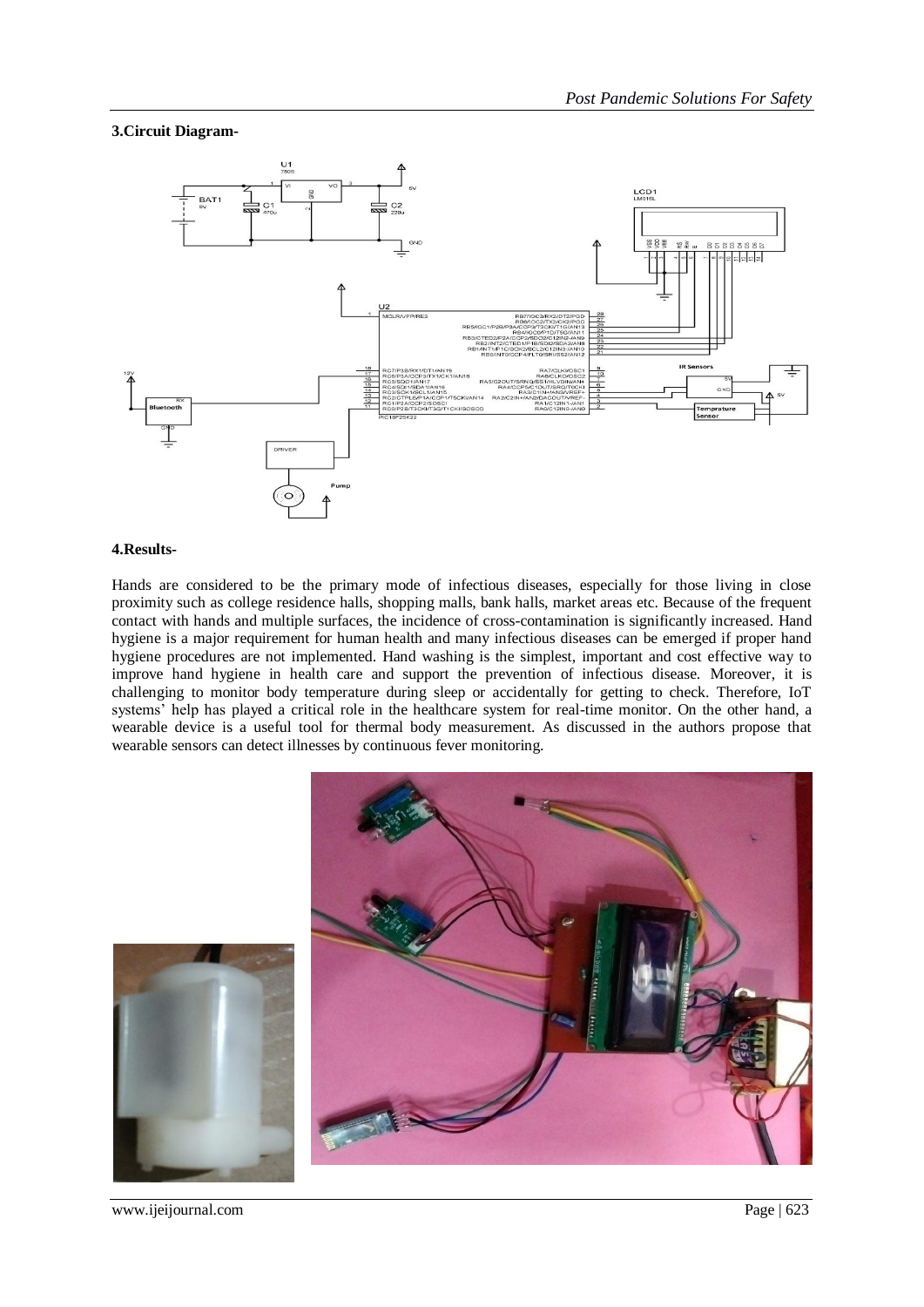**3.Circuit Diagram-**

**4.Results-**

Hands are considered to be the primary mode of infectious diseases, especially for those living in close proximity such as college residence halls, shopping malls, bank halls, market areas etc. Because of the frequent contact with hands and multiple surfaces, the incidence of cross-contamination is significantly increased. Hand hygiene is a major requirement for human health and many infectious diseases can be emerged if proper hand hygiene procedures are not implemented. Hand washing is the simplest, important and cost effective way to improve hand hygiene in health care and support the prevention of infectious disease. Moreover, it is challenging to monitor body temperature during sleep or accidentally for getting to check. Therefore, IoT systems' help has played a critical role in the healthcare system for real-time monitor. On the other hand, a wearable device is a useful tool for thermal body measurement. As discussed in the authors propose that wearable sensors can detect illnesses by continuous fever monitoring.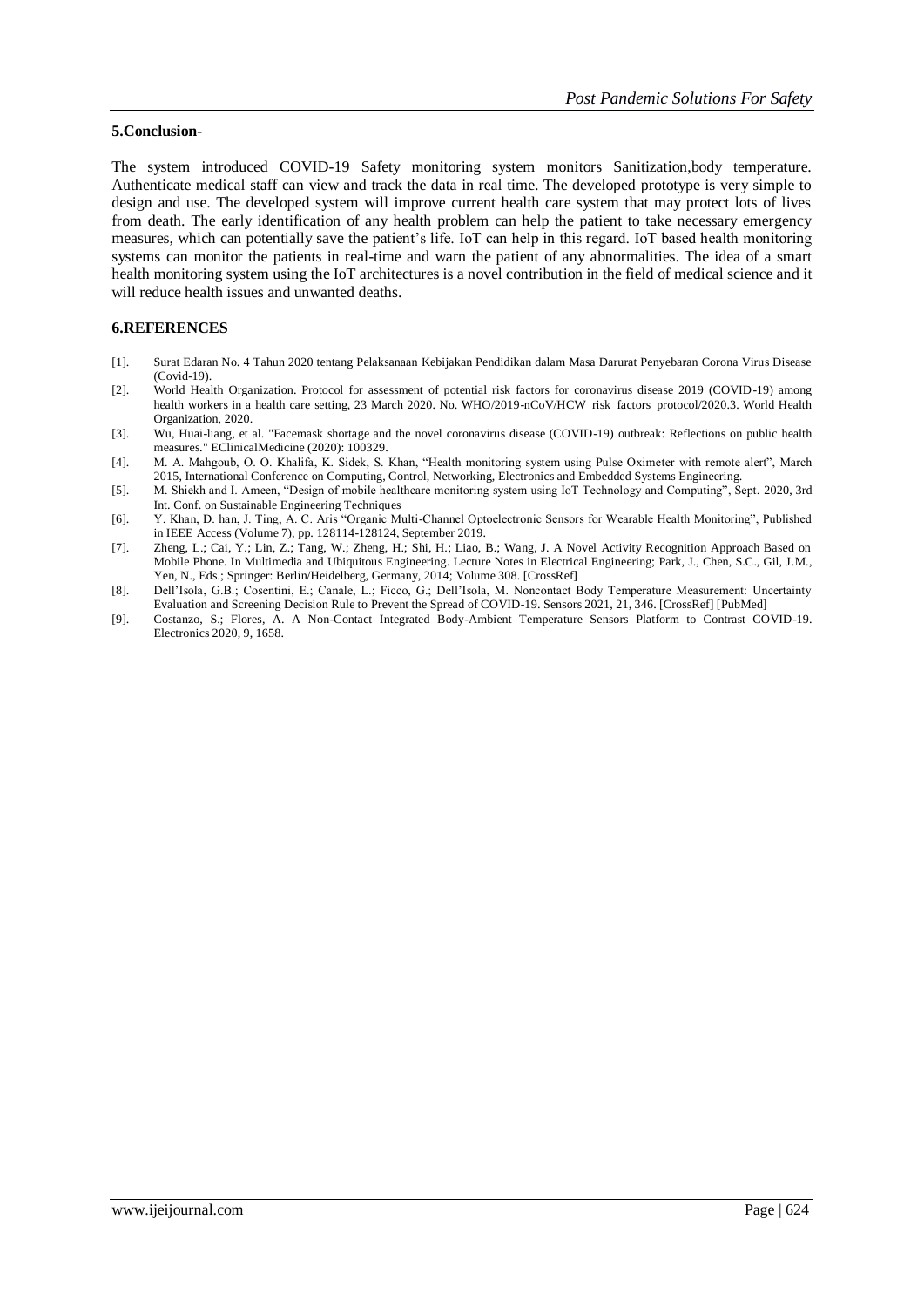### 5.Conclusion-

The system introduced COVID-19 Safety monitoring system monitors Sanitization,body temperature. Authenticate medical staff can view and track the data in real time. The developed prototype is very simple to design and use. The developed system will improve current health care system that may protect lots of lives from death. The early identification of any health problem can help the patient to take necessary emergency measures, which can potentially save the patient's life. IoT can help in this regard. IoT based health monitoring systems can monitor the patients in real-time and warn the patient of any abnormalities. The idea of a smart health monitoring system using the IoT architectures is a novel contribution in the field of medical science and it will reduce health issues and unwanted deaths.

### 6.REFERENCES

[1]. Surat Edaran No. 4 Tahun 2020 tentang Pelaksanaan Kebijakan Pendidikan dalam Masa Darurat Penyebaran Corona Virus Disease (Covid-19).

[2]. World Health Organization. Protocol for assessment of potential risk factors for coronavirus disease 2019 (COVID-19) among health workers in a health care setting, 23 March 2020. No. WHO/2019-nCoV/HCW_risk_factors_protocol/2020.3. World Health Organization, 2020.

[3]. Wu, Huai-liang, et al. "Facemask shortage and the novel coronavirus disease (COVID-19) outbreak: Reflections on public health measures." EClinicalMedicine (2020): 100329.

[4]. M. A. Mahgoub, O. O. Khalifa, K. Sidek, S. Khan, "Health monitoring system using Pulse Oximeter with remote alert", March 2015, International Conference on Computing, Control, Networking, Electronics and Embedded Systems Engineering.

[5]. M. Shiekh and I. Ameen, "Design of mobile healthcare monitoring system using IoT Technology and Computing", Sept. 2020, 3rd Int. Conf. on Sustainable Engineering Techniques

[6]. Y. Khan, D. han, J. Ting, A. C. Aris "Organic Multi-Channel Optoelectronic Sensors for Wearable Health Monitoring", Published in IEEE Access (Volume 7), pp. 128114-128124, September 2019.

[7]. Zheng, L.; Cai, Y.; Lin, Z.; Tang, W.; Zheng, H.; Shi, H.; Liao, B.; Wang, J. A Novel Activity Recognition Approach Based on Mobile Phone. In Multimedia and Ubiquitous Engineering. Lecture Notes in Electrical Engineering; Park, J., Chen, S.C., Gil, J.M., Yen, N., Eds.; Springer: Berlin/Heidelberg, Germany, 2014; Volume 308. [CrossRef]

[8]. Dell'Isola, G.B.; Cosentini, E.; Canale, L.; Ficco, G.; Dell'Isola, M. Noncontact Body Temperature Measurement: Uncertainty Evaluation and Screening Decision Rule to Prevent the Spread of COVID-19. Sensors 2021, 21, 346. [CrossRef] [PubMed]

[9]. Costanzo, S.; Flores, A. A Non-Contact Integrated Body-Ambient Temperature Sensors Platform to Contrast COVID-19. Electronics 2020, 9, 1658.